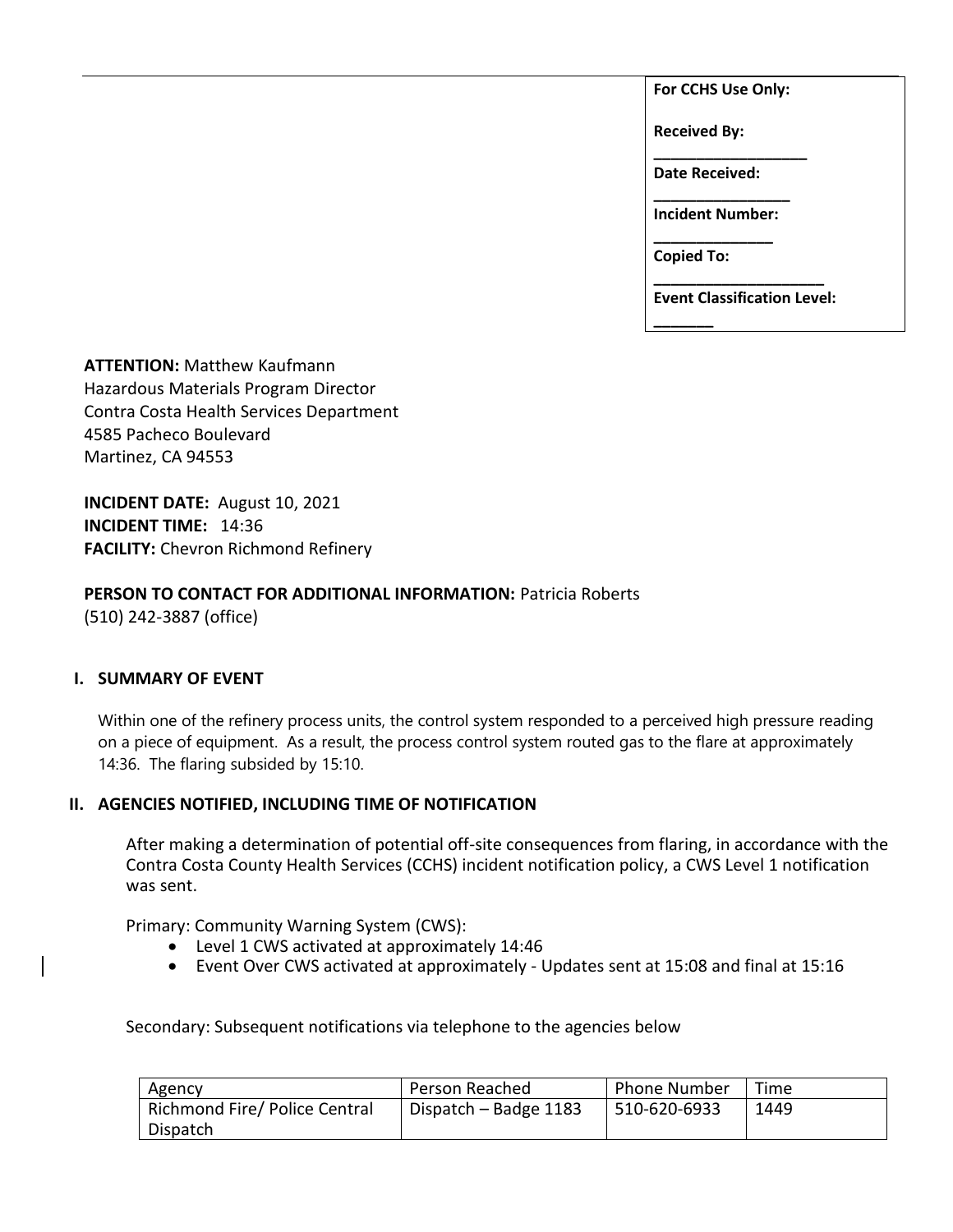| For CCHS Use Only: |
|---|
| Received By: ___________________ |
| Date Received: _________________ |
| Incident Number: _______________ |
| Copied To: _____________________ |
| Event Classification Level: _______ |

**ATTENTION:** Matthew Kaufmann
Hazardous Materials Program Director
Contra Costa Health Services Department
4585 Pacheco Boulevard
Martinez, CA 94553

**INCIDENT DATE:** August 10, 2021
**INCIDENT TIME:** 14:36
**FACILITY:** Chevron Richmond Refinery

**PERSON TO CONTACT FOR ADDITIONAL INFORMATION:** Patricia Roberts
(510) 242-3887 (office)

## I. SUMMARY OF EVENT

Within one of the refinery process units, the control system responded to a perceived high pressure reading on a piece of equipment. As a result, the process control system routed gas to the flare at approximately 14:36. The flaring subsided by 15:10.

## II. AGENCIES NOTIFIED, INCLUDING TIME OF NOTIFICATION

After making a determination of potential off-site consequences from flaring, in accordance with the Contra Costa County Health Services (CCHS) incident notification policy, a CWS Level 1 notification was sent.

Primary: Community Warning System (CWS):

- Level 1 CWS activated at approximately 14:46
- Event Over CWS activated at approximately - Updates sent at 15:08 and final at 15:16

Secondary: Subsequent notifications via telephone to the agencies below

| Agency | Person Reached | Phone Number | Time |
|---|---|---|---|
| Richmond Fire/ Police Central Dispatch | Dispatch – Badge 1183 | 510-620-6933 | 1449 |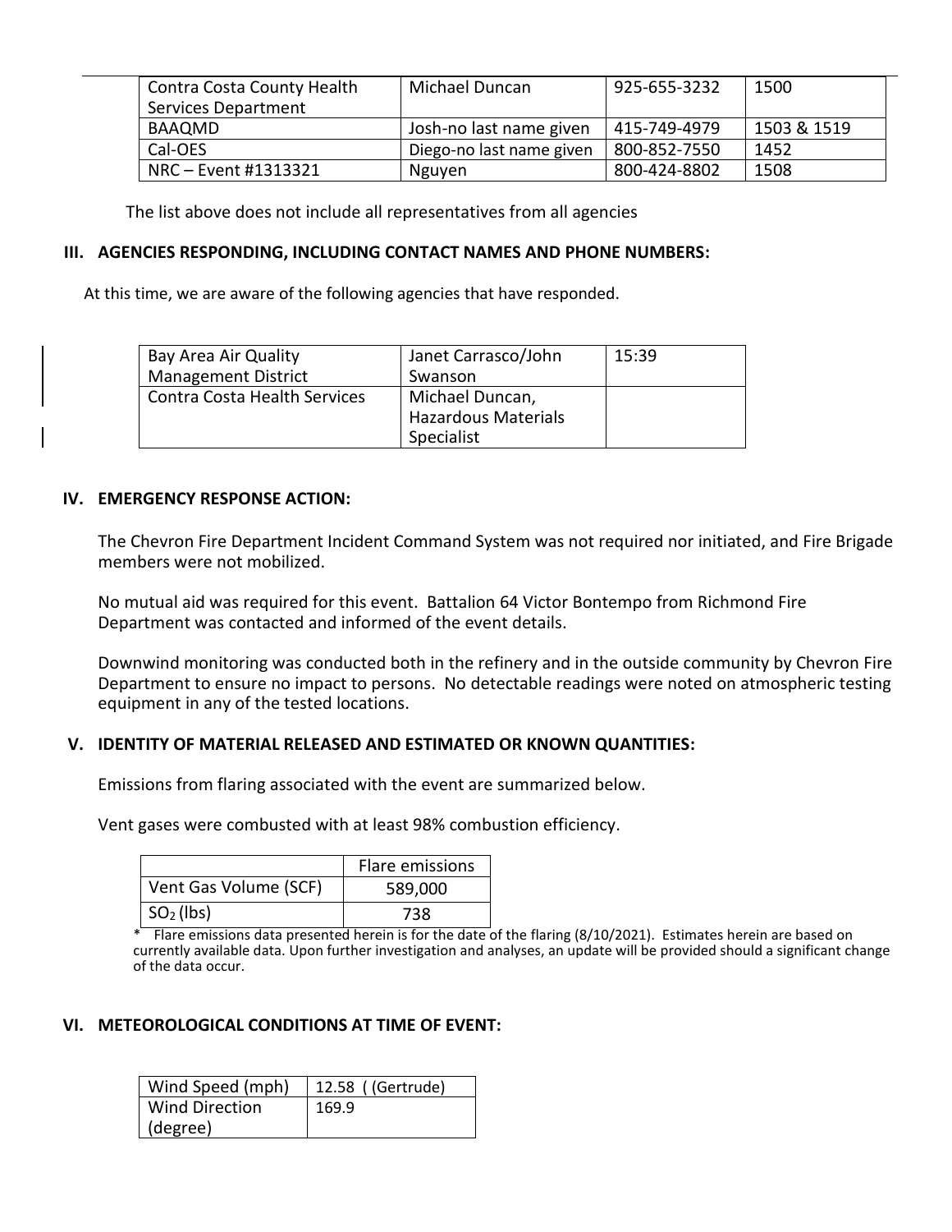| Contra Costa County Health Services Department | Michael Duncan | 925-655-3232 | 1500 |
|---|---|---|---|
| BAAQMD | Josh-no last name given | 415-749-4979 | 1503 & 1519 |
| Cal-OES | Diego-no last name given | 800-852-7550 | 1452 |
| NRC – Event #1313321 | Nguyen | 800-424-8802 | 1508 |

The list above does not include all representatives from all agencies

## III. AGENCIES RESPONDING, INCLUDING CONTACT NAMES AND PHONE NUMBERS:

At this time, we are aware of the following agencies that have responded.

| Bay Area Air Quality Management District | Janet Carrasco/John Swanson | 15:39 |
|---|---|---|
| Contra Costa Health Services | Michael Duncan, Hazardous Materials Specialist | |

## IV. EMERGENCY RESPONSE ACTION:

The Chevron Fire Department Incident Command System was not required nor initiated, and Fire Brigade members were not mobilized.

No mutual aid was required for this event. Battalion 64 Victor Bontempo from Richmond Fire Department was contacted and informed of the event details.

Downwind monitoring was conducted both in the refinery and in the outside community by Chevron Fire Department to ensure no impact to persons. No detectable readings were noted on atmospheric testing equipment in any of the tested locations.

## V. IDENTITY OF MATERIAL RELEASED AND ESTIMATED OR KNOWN QUANTITIES:

Emissions from flaring associated with the event are summarized below.

Vent gases were combusted with at least 98% combustion efficiency.

| | Flare emissions |
|---|---|
| Vent Gas Volume (SCF) | 589,000 |
| $SO_2$ (lbs) | 738 |

\* Flare emissions data presented herein is for the date of the flaring (8/10/2021). Estimates herein are based on currently available data. Upon further investigation and analyses, an update will be provided should a significant change of the data occur.

## VI. METEOROLOGICAL CONDITIONS AT TIME OF EVENT:

| Wind Speed (mph) | 12.58 ( (Gertrude) |
|---|---|
| Wind Direction (degree) | 169.9 |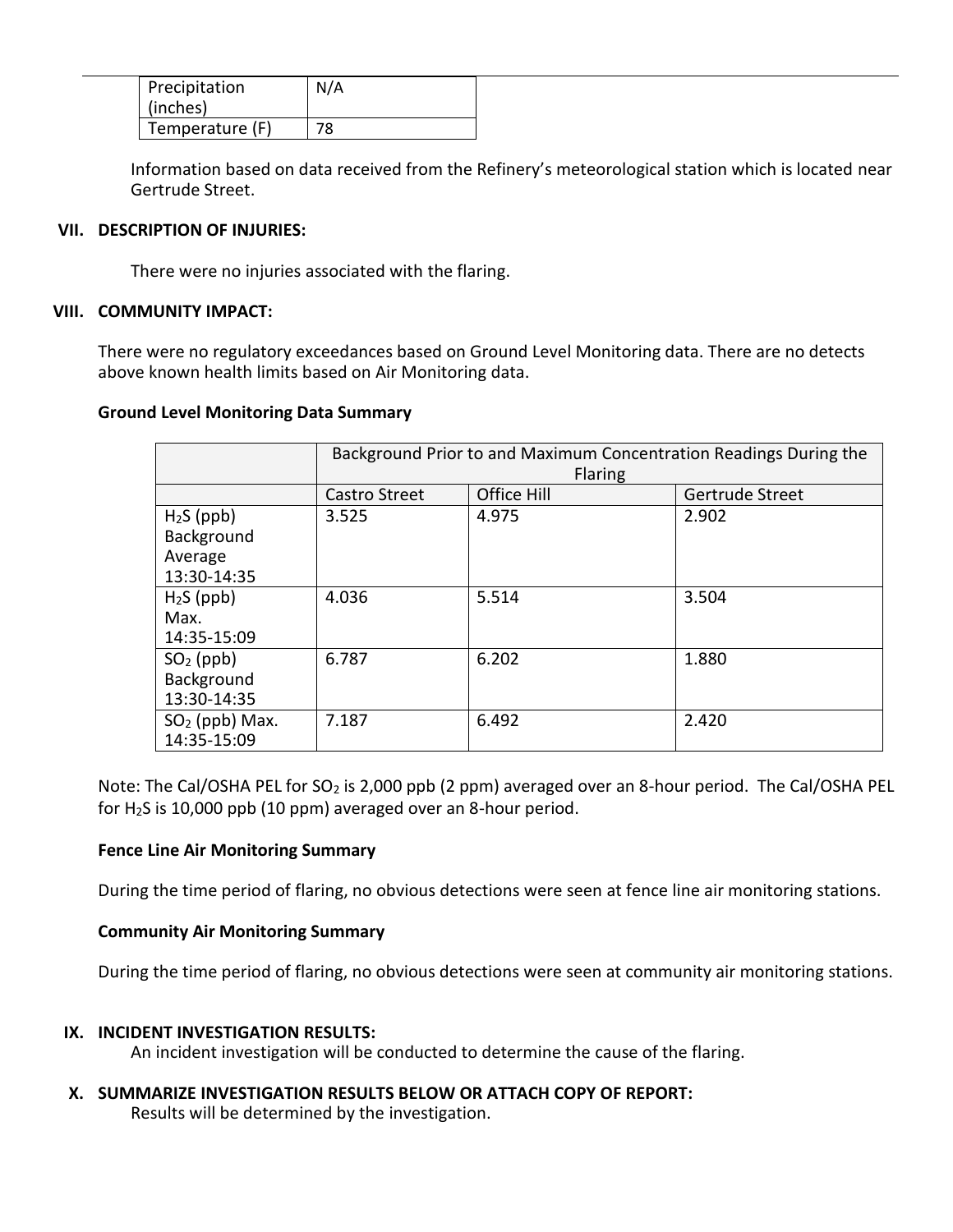| Precipitation (inches) | N/A |
|---|---|
| Temperature (F) | 78 |

Information based on data received from the Refinery's meteorological station which is located near Gertrude Street.

## VII. DESCRIPTION OF INJURIES:

There were no injuries associated with the flaring.

## VIII. COMMUNITY IMPACT:

There were no regulatory exceedances based on Ground Level Monitoring data. There are no detects above known health limits based on Air Monitoring data.

**Ground Level Monitoring Data Summary**

| | Background Prior to and Maximum Concentration Readings During the Flaring | | |
|---|---|---|---|
| | Castro Street | Office Hill | Gertrude Street |
| $H_2S$ (ppb) Background Average 13:30-14:35 | 3.525 | 4.975 | 2.902 |
| $H_2S$ (ppb) Max. 14:35-15:09 | 4.036 | 5.514 | 3.504 |
| $SO_2$ (ppb) Background 13:30-14:35 | 6.787 | 6.202 | 1.880 |
| $SO_2$ (ppb) Max. 14:35-15:09 | 7.187 | 6.492 | 2.420 |

Note: The Cal/OSHA PEL for $SO_2$ is 2,000 ppb (2 ppm) averaged over an 8-hour period. The Cal/OSHA PEL for $H_2S$ is 10,000 ppb (10 ppm) averaged over an 8-hour period.

**Fence Line Air Monitoring Summary**

During the time period of flaring, no obvious detections were seen at fence line air monitoring stations.

**Community Air Monitoring Summary**

During the time period of flaring, no obvious detections were seen at community air monitoring stations.

## IX. INCIDENT INVESTIGATION RESULTS:

An incident investigation will be conducted to determine the cause of the flaring.

## X. SUMMARIZE INVESTIGATION RESULTS BELOW OR ATTACH COPY OF REPORT:

Results will be determined by the investigation.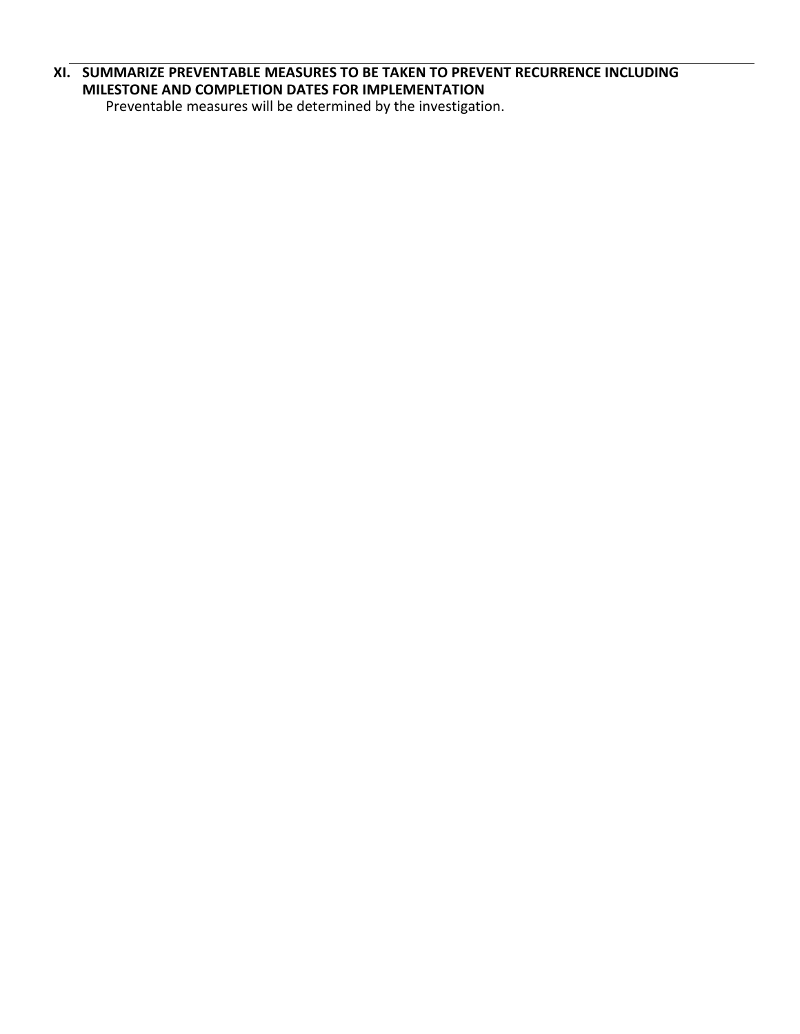## XI. SUMMARIZE PREVENTABLE MEASURES TO BE TAKEN TO PREVENT RECURRENCE INCLUDING MILESTONE AND COMPLETION DATES FOR IMPLEMENTATION

Preventable measures will be determined by the investigation.